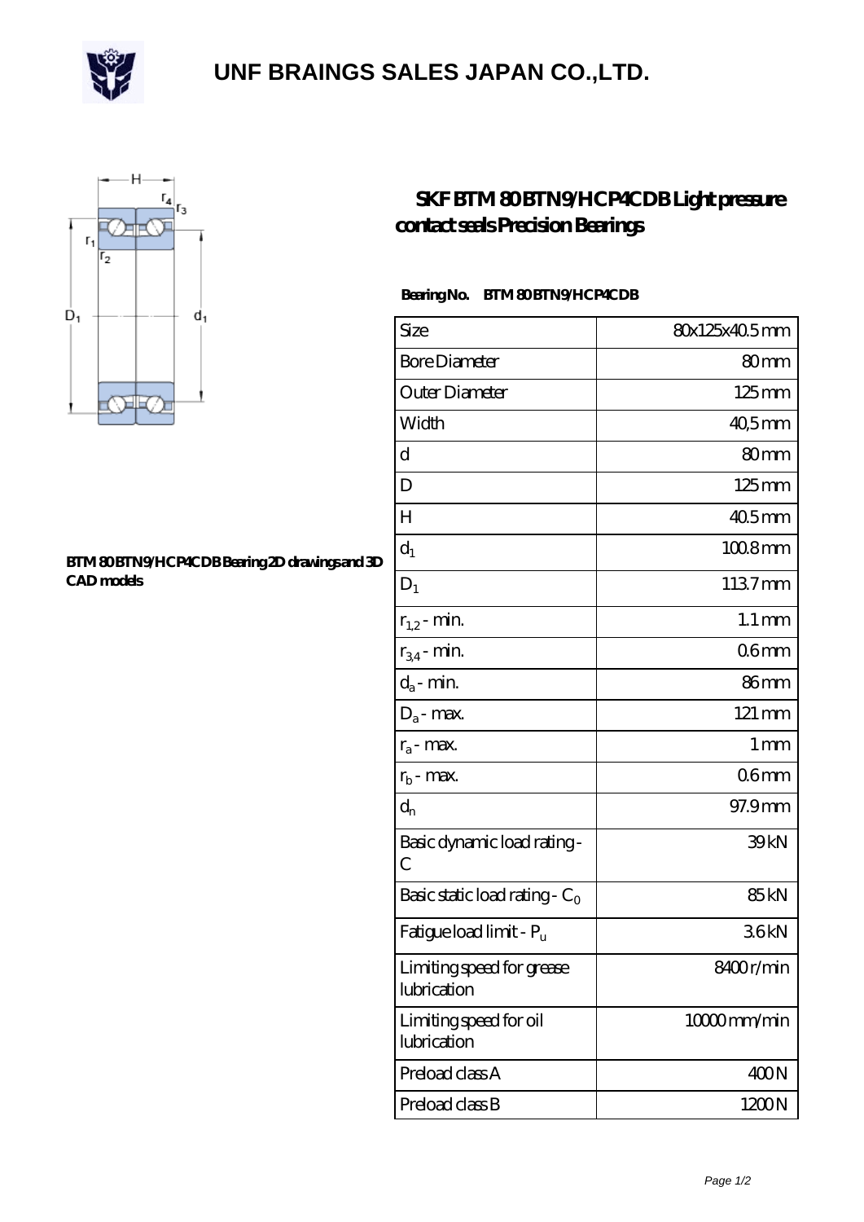# UNF BRAINGS SALES JAPAN CO.,LTD.

## SKF BTM 80 BTN9/HCP4CDB Light pressure contact seals Precision Bearings

BTM 80 BTN9/HCP4CDB Bearing 2D drawings and 3D CAD models

**Bearing No.** BTM 80 BTN9/HCP4CDB

| Size | 80x125x40.5 mm |
|---|---|
| Bore Diameter | 80 mm |
| Outer Diameter | 125 mm |
| Width | 40,5 mm |
| d | 80 mm |
| D | 125 mm |
| H | 40.5 mm |
| $d_1$ | 100.8 mm |
| $D_1$ | 113.7 mm |
| $r_{1,2}$ - min. | 1.1 mm |
| $r_{3,4}$ - min. | 0.6 mm |
| $d_a$ - min. | 86 mm |
| $D_a$ - max. | 121 mm |
| $r_a$ - max. | 1 mm |
| $r_b$ - max. | 0.6 mm |
| $d_n$ | 97.9 mm |
| Basic dynamic load rating - C | 39 kN |
| Basic static load rating - $C_0$ | 85 kN |
| Fatigue load limit - $P_u$ | 3.6 kN |
| Limiting speed for grease lubrication | 8400 r/min |
| Limiting speed for oil lubrication | 10000 mm/min |
| Preload class A | 400 N |
| Preload class B | 1200 N |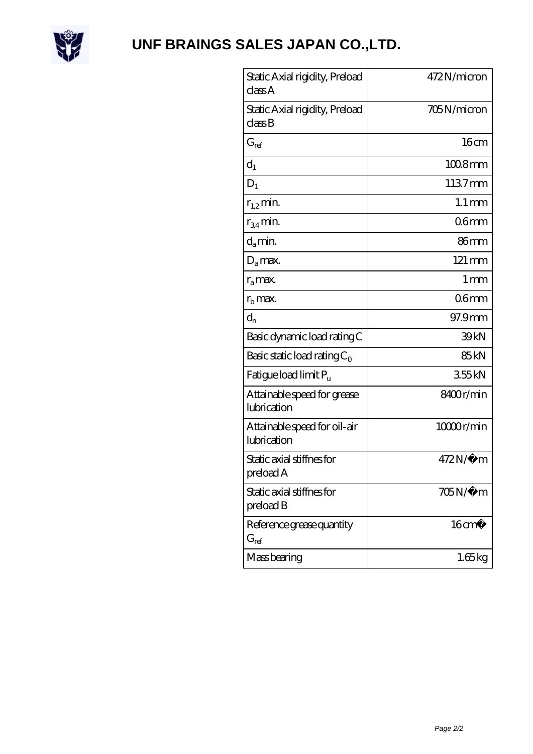# UNF BRAINGS SALES JAPAN CO.,LTD.

| | |
|---|---|
| Static Axial rigidity, Preload class A | 472 N/micron |
| Static Axial rigidity, Preload class B | 705 N/micron |
| $G_{ref}$ | 16 cm |
| $d_1$ | 100.8 mm |
| $D_1$ | 113.7 mm |
| $r_{1,2}$ min. | 1.1 mm |
| $r_{3,4}$ min. | 0.6 mm |
| $d_a$ min. | 86 mm |
| $D_a$ max. | 121 mm |
| $r_a$ max. | 1 mm |
| $r_b$ max. | 0.6 mm |
| $d_n$ | 97.9 mm |
| Basic dynamic load rating C | 39 kN |
| Basic static load rating $C_0$ | 85 kN |
| Fatigue load limit $P_u$ | 3.55 kN |
| Attainable speed for grease lubrication | 8400 r/min |
| Attainable speed for oil-air lubrication | 10000 r/min |
| Static axial stiffnes for preload A | 472 N/�m |
| Static axial stiffnes for preload B | 705 N/�m |
| Reference grease quantity $G_{ref}$ | 16 cm� |
| Mass bearing | 1.65 kg |